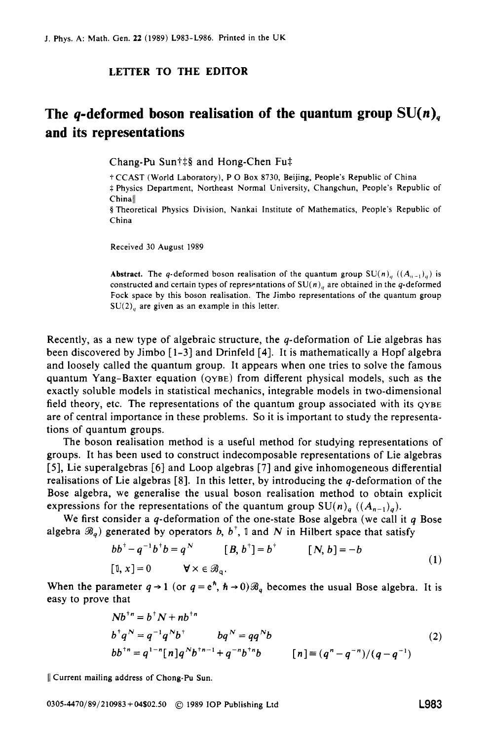LETTER TO THE EDITOR

# The $q$-deformed boson realisation of the quantum group $SU(n)_q$ and its representations

Chang-Pu Sun†‡§ and Hong-Chen Fu‡

† CCAST (World Laboratory), P O Box 8730, Beijing, People's Republic of China
‡ Physics Department, Northeast Normal University, Changchun, People's Republic of China‖
§ Theoretical Physics Division, Nankai Institute of Mathematics, People's Republic of China

Received 30 August 1989

**Abstract.** The $q$-deformed boson realisation of the quantum group $SU(n)_q$ ($(A_{n-1})_q$) is constructed and certain types of representations of $SU(n)_q$ are obtained in the $q$-deformed Fock space by this boson realisation. The Jimbo representations of the quantum group $SU(2)_q$ are given as an example in this letter.

Recently, as a new type of algebraic structure, the $q$-deformation of Lie algebras has been discovered by Jimbo [1-3] and Drinfeld [4]. It is mathematically a Hopf algebra and loosely called the quantum group. It appears when one tries to solve the famous quantum Yang-Baxter equation (QYBE) from different physical models, such as the exactly soluble models in statistical mechanics, integrable models in two-dimensional field theory, etc. The representations of the quantum group associated with its QYBE are of central importance in these problems. So it is important to study the representations of quantum groups.

The boson realisation method is a useful method for studying representations of groups. It has been used to construct indecomposable representations of Lie algebras [5], Lie superalgebras [6] and Loop algebras [7] and give inhomogeneous differential realisations of Lie algebras [8]. In this letter, by introducing the $q$-deformation of the Bose algebra, we generalise the usual boson realisation method to obtain explicit expressions for the representations of the quantum group $SU(n)_q$ ($(A_{n-1})_q$).

We first consider a $q$-deformation of the one-state Bose algebra (we call it $q$ Bose algebra $\mathscr{B}_q$) generated by operators $b$, $b^\dagger$, $\mathbb{1}$ and $N$ in Hilbert space that satisfy

$$
\begin{aligned}
&bb^\dagger - q^{-1}b^\dagger b = q^N \qquad [B, b^\dagger] = b^\dagger \qquad [N, b] = -b \\
&[\mathbb{1}, x] = 0 \qquad \forall x \in \mathscr{B}_q.
\end{aligned}
\tag{1}
$$

When the parameter $q \to 1$ (or $q = e^\hbar$, $\hbar \to 0$) $\mathscr{B}_q$ becomes the usual Bose algebra. It is easy to prove that

$$
\begin{aligned}
&Nb^{\dagger n} = b^\dagger N + nb^{\dagger n} \\
&b^\dagger q^N = q^{-1}q^N b^\dagger \qquad bq^N = qq^N b \\
&bb^{\dagger n} = q^{1-n}[n]q^N b^{\dagger n-1} + q^{-n}b^{\dagger n}b \qquad [n] \equiv (q^n - q^{-n})/(q - q^{-1})
\end{aligned}
\tag{2}
$$

‖ Current mailing address of Chong-Pu Sun.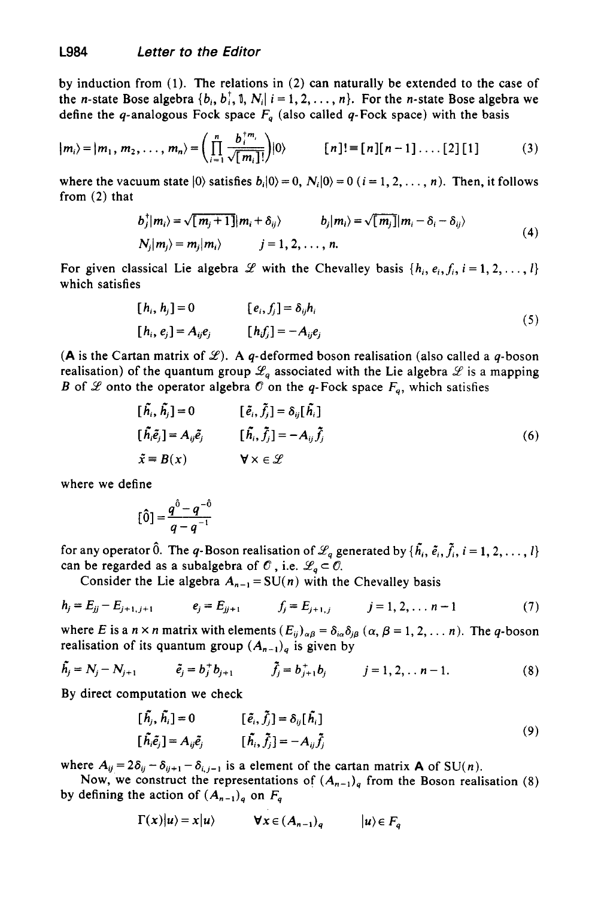by induction from (1). The relations in (2) can naturally be extended to the case of the $n$-state Bose algebra $\{b_i, b_i^\dagger, \mathbb{1}, N_i | i = 1, 2, \ldots, n\}$. For the $n$-state Bose algebra we define the $q$-analogous Fock space $F_q$ (also called $q$-Fock space) with the basis

$$|m_i\rangle = |m_1, m_2, \ldots, m_n\rangle = \left( \prod_{i=1}^{n} \frac{b_i^{\dagger m_i}}{\sqrt{[m_i]!}} \right) |0\rangle \qquad [n]! \equiv [n][n-1] \ldots [2][1] \tag{3}$$

where the vacuum state $|0\rangle$ satisfies $b_i|0\rangle = 0$, $N_i|0\rangle = 0$ $(i = 1, 2, \ldots, n)$. Then, it follows from (2) that

$$\begin{aligned} b_j^\dagger |m_i\rangle &= \sqrt{[m_j + 1]} |m_i + \delta_{ij}\rangle \qquad b_j|m_i\rangle = \sqrt{[m_j]} |m_i - \delta_i - \delta_{ij}\rangle \\ N_j|m_j\rangle &= m_j|m_i\rangle \qquad j = 1, 2, \ldots, n. \end{aligned} \tag{4}$$

For given classical Lie algebra $\mathscr{L}$ with the Chevalley basis $\{h_i, e_i, f_i, i = 1, 2, \ldots, l\}$ which satisfies

$$\begin{aligned} [h_i, h_j] &= 0 \qquad [e_i, f_j] = \delta_{ij} h_i \\ [h_i, e_j] &= A_{ij} e_j \qquad [h_i f_j] = -A_{ij} e_j \end{aligned} \tag{5}$$

($\mathbf{A}$ is the Cartan matrix of $\mathscr{L}$). A $q$-deformed boson realisation (also called a $q$-boson realisation) of the quantum group $\mathscr{L}_q$ associated with the Lie algebra $\mathscr{L}$ is a mapping $B$ of $\mathscr{L}$ onto the operator algebra $\mathscr{O}$ on the $q$-Fock space $F_q$, which satisfies

$$\begin{aligned} [\tilde{h}_i, \tilde{h}_j] &= 0 \qquad [\tilde{e}_i, \tilde{f}_j] = \delta_{ij} [\tilde{h}_i] \\ [\tilde{h}_i \tilde{e}_j] &= A_{ij} \tilde{e}_j \qquad [\tilde{h}_i, \tilde{f}_j] = -A_{ij} \tilde{f}_j \\ \tilde{x} &\equiv B(x) \qquad \forall x \in \mathscr{L} \end{aligned} \tag{6}$$

where we define

$$[\hat{0}] = \frac{q^{\hat{0}} - q^{-\hat{0}}}{q - q^{-1}}$$

for any operator $\hat{0}$. The $q$-Boson realisation of $\mathscr{L}_q$ generated by $\{\tilde{h}_i, \tilde{e}_i, \tilde{f}_i, i = 1, 2, \ldots, l\}$ can be regarded as a subalgebra of $\mathscr{O}$, i.e. $\mathscr{L}_q \subset \mathscr{O}$.

Consider the Lie algebra $A_{n-1} = \mathrm{SU}(n)$ with the Chevalley basis

$$h_j = E_{jj} - E_{j+1,j+1} \qquad e_j = E_{jj+1} \qquad f_j = E_{j+1,j} \qquad j = 1, 2, \ldots n-1 \tag{7}$$

where $E$ is a $n \times n$ matrix with elements $(E_{ij})_{\alpha\beta} = \delta_{i\alpha}\delta_{j\beta}$ $(\alpha, \beta = 1, 2, \ldots n)$. The $q$-boson realisation of its quantum group $(A_{n-1})_q$ is given by

$$\tilde{h}_j = N_j - N_{j+1} \qquad \tilde{e}_j = b_j^\dagger b_{j+1} \qquad \tilde{f}_j = b_{j+1}^\dagger b_j \qquad j = 1, 2, \ldots n-1. \tag{8}$$

By direct computation we check

$$\begin{aligned} [\tilde{h}_j, \tilde{h}_i] &= 0 \qquad [\tilde{e}_i, \tilde{f}_j] = \delta_{ij} [\tilde{h}_i] \\ [\tilde{h}_i \tilde{e}_j] &= A_{ij} \tilde{e}_j \qquad [\tilde{h}_i, \tilde{f}_j] = -A_{ij} \tilde{f}_j \end{aligned} \tag{9}$$

where $A_{ij} = 2\delta_{ij} - \delta_{ij+1} - \delta_{i,j-1}$ is a element of the cartan matrix $\mathbf{A}$ of $\mathrm{SU}(n)$.

Now, we construct the representations of $(A_{n-1})_q$ from the Boson realisation (8) by defining the action of $(A_{n-1})_q$ on $F_q$

$$\Gamma(x)|u\rangle = x|u\rangle \qquad \forall x \in (A_{n-1})_q \qquad |u\rangle \in F_q$$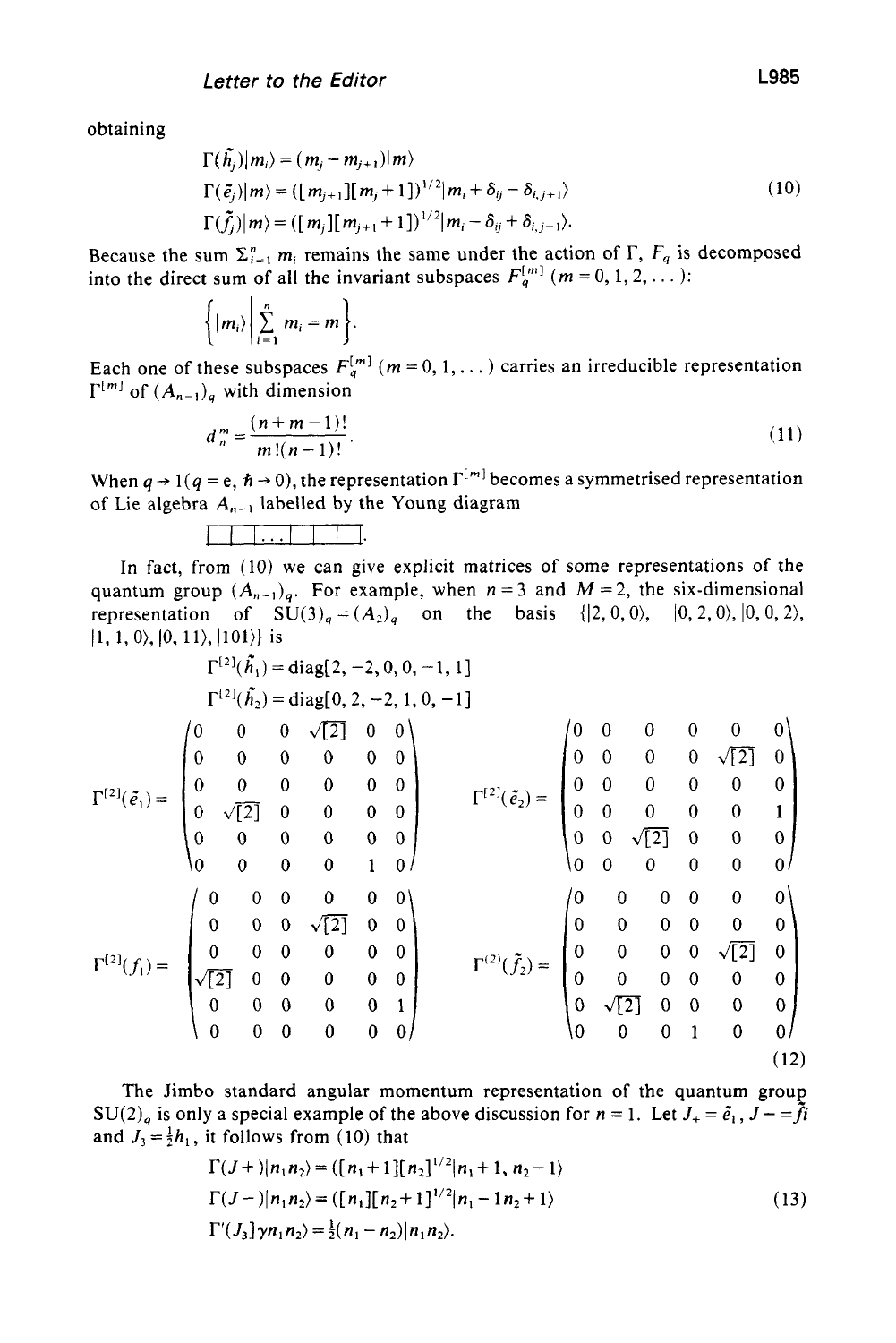obtaining

$$
\begin{aligned}
\Gamma(\tilde{h}_j)|m_i\rangle &= (m_j - m_{j+1})|m\rangle \\
\Gamma(\tilde{e}_j)|m\rangle &= ([m_{j+1}][m_j+1])^{1/2}|m_i + \delta_{ij} - \delta_{i,j+1}\rangle \\
\Gamma(\tilde{f}_j)|m\rangle &= ([m_j][m_{j+1}+1])^{1/2}|m_i - \delta_{ij} + \delta_{i,j+1}\rangle.
\end{aligned}
\tag{10}
$$

Because the sum $\Sigma_{i=1}^{n} m_i$ remains the same under the action of $\Gamma$, $F_q$ is decomposed into the direct sum of all the invariant subspaces $F_q^{[m]}$ $(m = 0, 1, 2, \ldots)$:

$$
\left\{ |m_i\rangle \,\middle|\, \sum_{i=1}^{n} m_i = m \right\}.
$$

Each one of these subspaces $F_q^{[m]}$ $(m = 0, 1, \ldots)$ carries an irreducible representation $\Gamma^{[m]}$ of $(A_{n-1})_q$ with dimension

$$
d_n^m = \frac{(n+m-1)!}{m!(n-1)!}.
\tag{11}
$$

When $q \to 1 (q = e, \hbar \to 0)$, the representation $\Gamma^{[m]}$ becomes a symmetrised representation of Lie algebra $A_{n-1}$ labelled by the Young diagram

$$
\boxed{\phantom{x}}\boxed{\phantom{x}}\boxed{\ldots}\boxed{\phantom{x}}\boxed{\phantom{x}}\boxed{\phantom{x}}.
$$

In fact, from (10) we can give explicit matrices of some representations of the quantum group $(A_{n-1})_q$. For example, when $n = 3$ and $M = 2$, the six-dimensional representation of $SU(3)_q = (A_2)_q$ on the basis $\{|2, 0, 0\rangle, \; |0, 2, 0\rangle, |0, 0, 2\rangle, |1, 1, 0\rangle, |0, 11\rangle, |101\rangle\}$ is

$$
\begin{aligned}
\Gamma^{[2]}(\tilde{h}_1) &= \mathrm{diag}[2, -2, 0, 0, -1, 1] \\
\Gamma^{[2]}(\tilde{h}_2) &= \mathrm{diag}[0, 2, -2, 1, 0, -1]
\end{aligned}
$$

$$
\Gamma^{[2]}(\tilde{e}_1) = \begin{pmatrix}
0 & 0 & 0 & \sqrt{[2]} & 0 & 0 \\
0 & 0 & 0 & 0 & 0 & 0 \\
0 & 0 & 0 & 0 & 0 & 0 \\
0 & \sqrt{[2]} & 0 & 0 & 0 & 0 \\
0 & 0 & 0 & 0 & 0 & 0 \\
0 & 0 & 0 & 0 & 1 & 0
\end{pmatrix}
\qquad
\Gamma^{[2]}(\tilde{e}_2) = \begin{pmatrix}
0 & 0 & 0 & 0 & 0 & 0 \\
0 & 0 & 0 & 0 & \sqrt{[2]} & 0 \\
0 & 0 & 0 & 0 & 0 & 0 \\
0 & 0 & 0 & 0 & 0 & 1 \\
0 & 0 & \sqrt{[2]} & 0 & 0 & 0 \\
0 & 0 & 0 & 0 & 0 & 0
\end{pmatrix}
$$

$$
\Gamma^{[2]}(f_1) = \begin{pmatrix}
0 & 0 & 0 & 0 & 0 & 0 \\
0 & 0 & 0 & \sqrt{[2]} & 0 & 0 \\
0 & 0 & 0 & 0 & 0 & 0 \\
\sqrt{[2]} & 0 & 0 & 0 & 0 & 0 \\
0 & 0 & 0 & 0 & 0 & 1 \\
0 & 0 & 0 & 0 & 0 & 0
\end{pmatrix}
\qquad
\Gamma^{(2)}(\tilde{f}_2) = \begin{pmatrix}
0 & 0 & 0 & 0 & 0 & 0 \\
0 & 0 & 0 & 0 & 0 & 0 \\
0 & 0 & 0 & 0 & \sqrt{[2]} & 0 \\
0 & 0 & 0 & 0 & 0 & 0 \\
0 & \sqrt{[2]} & 0 & 0 & 0 & 0 \\
0 & 0 & 0 & 1 & 0 & 0
\end{pmatrix}
\tag{12}
$$

The Jimbo standard angular momentum representation of the quantum group $SU(2)_q$ is only a special example of the above discussion for $n = 1$. Let $J_+ = \tilde{e}_1$, $J - = \tilde{f}i$ and $J_3 = \frac{1}{2}h_1$, it follows from (10) that

$$
\begin{aligned}
\Gamma(J+)|n_1 n_2\rangle &= ([n_1+1][n_2]^{1/2}|n_1+1, n_2-1\rangle \\
\Gamma(J-)|n_1 n_2\rangle &= ([n_1][n_2+1]^{1/2}|n_1 - 1 n_2+1\rangle \\
\Gamma'(J_3]\gamma n_1 n_2\rangle &= \tfrac{1}{2}(n_1 - n_2)|n_1 n_2\rangle.
\end{aligned}
\tag{13}
$$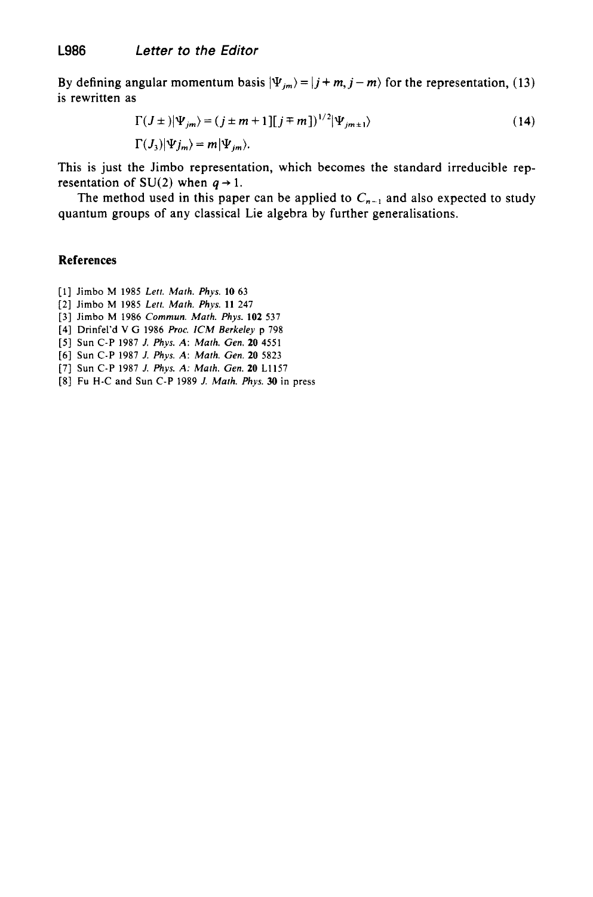By defining angular momentum basis $|\Psi_{jm}\rangle = |j+m, j-m\rangle$ for the representation, (13) is rewritten as

$$\Gamma(J\pm)|\Psi_{jm}\rangle = ([j \pm m + 1][j \mp m])^{1/2}|\Psi_{jm\pm 1}\rangle \tag{14}$$

$$\Gamma(J_3)|\Psi j_m\rangle = m|\Psi_{jm}\rangle.$$

This is just the Jimbo representation, which becomes the standard irreducible representation of SU(2) when $q \to 1$.

The method used in this paper can be applied to $C_{n-1}$ and also expected to study quantum groups of any classical Lie algebra by further generalisations.

## References

[1] Jimbo M 1985 *Lett. Math. Phys.* **10** 63

[2] Jimbo M 1985 *Lett. Math. Phys.* **11** 247

[3] Jimbo M 1986 *Commun. Math. Phys.* **102** 537

[4] Drinfel'd V G 1986 *Proc. ICM Berkeley* p 798

[5] Sun C-P 1987 *J. Phys. A: Math. Gen.* **20** 4551

[6] Sun C-P 1987 *J. Phys. A: Math. Gen.* **20** 5823

[7] Sun C-P 1987 *J. Phys. A: Math. Gen.* **20** L1157

[8] Fu H-C and Sun C-P 1989 *J. Math. Phys.* **30** in press